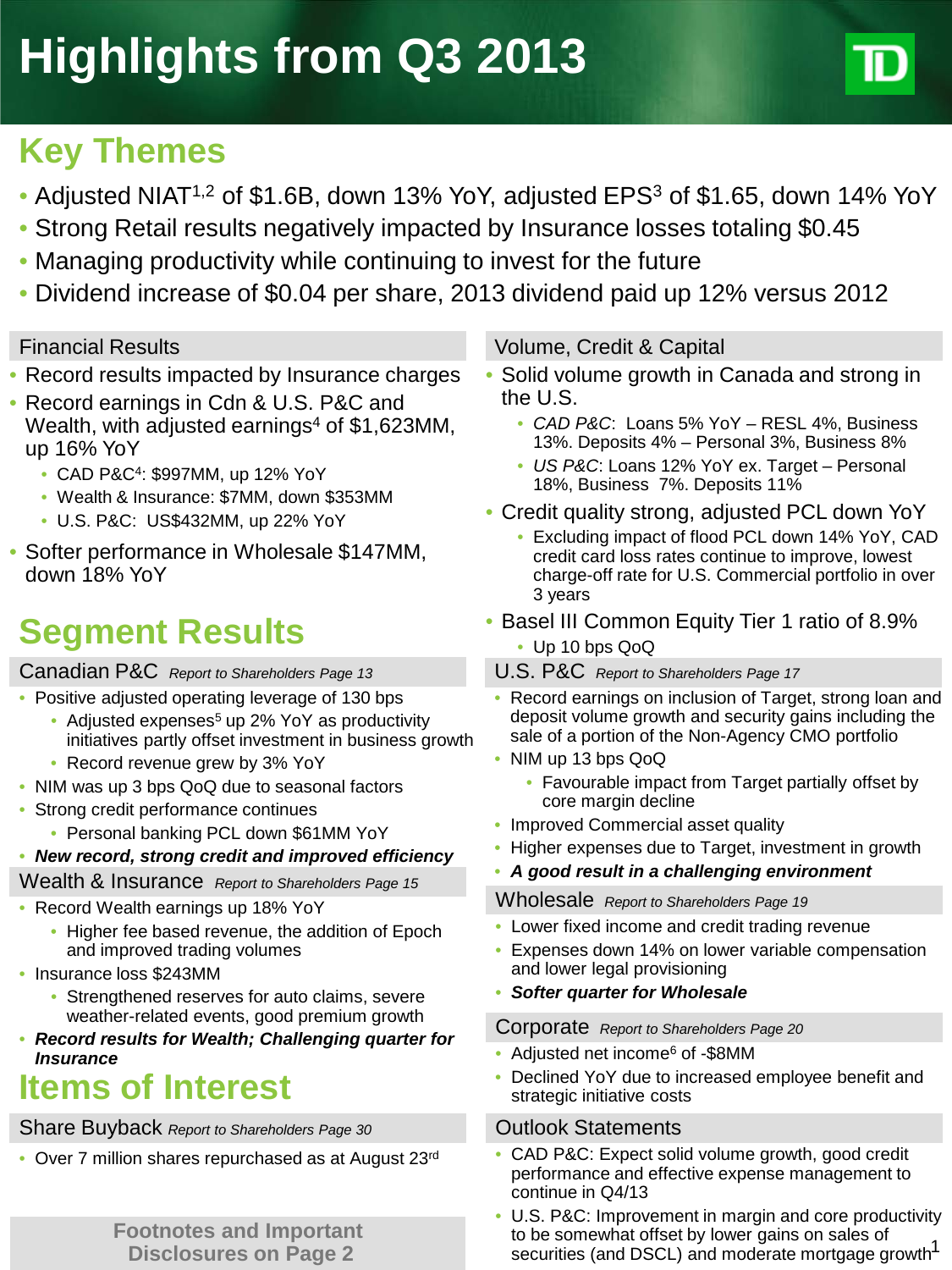# Highlights from Q3 2013

## Key Themes

- Adjusted NIAT[1,2] of $1.6B, down 13% YoY, adjusted EPS[3] of $1.65, down 14% YoY
- Strong Retail results negatively impacted by Insurance losses totaling $0.45
- Managing productivity while continuing to invest for the future
- Dividend increase of $0.04 per share, 2013 dividend paid up 12% versus 2012

### Financial Results

- Record results impacted by Insurance charges
- Record earnings in Cdn & U.S. P&C and Wealth, with adjusted earnings[4] of $1,623MM, up 16% YoY
  - CAD P&C[4]: $997MM, up 12% YoY
  - Wealth & Insurance: $7MM, down $353MM
  - U.S. P&C: US$432MM, up 22% YoY
- Softer performance in Wholesale $147MM, down 18% YoY

### Volume, Credit & Capital

- Solid volume growth in Canada and strong in the U.S.
  - *CAD P&C*: Loans 5% YoY – RESL 4%, Business 13%. Deposits 4% – Personal 3%, Business 8%
  - *US P&C*: Loans 12% YoY ex. Target – Personal 18%, Business 7%. Deposits 11%
- Credit quality strong, adjusted PCL down YoY
  - Excluding impact of flood PCL down 14% YoY, CAD credit card loss rates continue to improve, lowest charge-off rate for U.S. Commercial portfolio in over 3 years
- Basel III Common Equity Tier 1 ratio of 8.9%
  - Up 10 bps QoQ

## Segment Results

### Canadian P&C *Report to Shareholders Page 13*

- Positive adjusted operating leverage of 130 bps
  - Adjusted expenses[5] up 2% YoY as productivity initiatives partly offset investment in business growth
  - Record revenue grew by 3% YoY
- NIM was up 3 bps QoQ due to seasonal factors
- Strong credit performance continues
  - Personal banking PCL down $61MM YoY
- ***New record, strong credit and improved efficiency***

### Wealth & Insurance *Report to Shareholders Page 15*

- Record Wealth earnings up 18% YoY
  - Higher fee based revenue, the addition of Epoch and improved trading volumes
- Insurance loss $243MM
  - Strengthened reserves for auto claims, severe weather-related events, good premium growth
- ***Record results for Wealth; Challenging quarter for Insurance***

### U.S. P&C *Report to Shareholders Page 17*

- Record earnings on inclusion of Target, strong loan and deposit volume growth and security gains including the sale of a portion of the Non-Agency CMO portfolio
- NIM up 13 bps QoQ
  - Favourable impact from Target partially offset by core margin decline
- Improved Commercial asset quality
- Higher expenses due to Target, investment in growth
- ***A good result in a challenging environment***

### Wholesale *Report to Shareholders Page 19*

- Lower fixed income and credit trading revenue
- Expenses down 14% on lower variable compensation and lower legal provisioning
- ***Softer quarter for Wholesale***

### Corporate *Report to Shareholders Page 20*

- Adjusted net income[6] of -$8MM
- Declined YoY due to increased employee benefit and strategic initiative costs

## Items of Interest

### Share Buyback *Report to Shareholders Page 30*

- Over 7 million shares repurchased as at August 23rd

### Outlook Statements

- CAD P&C: Expect solid volume growth, good credit performance and effective expense management to continue in Q4/13
- U.S. P&C: Improvement in margin and core productivity to be somewhat offset by lower gains on sales of securities (and DSCL) and moderate mortgage growth

**Footnotes and Important Disclosures on Page 2**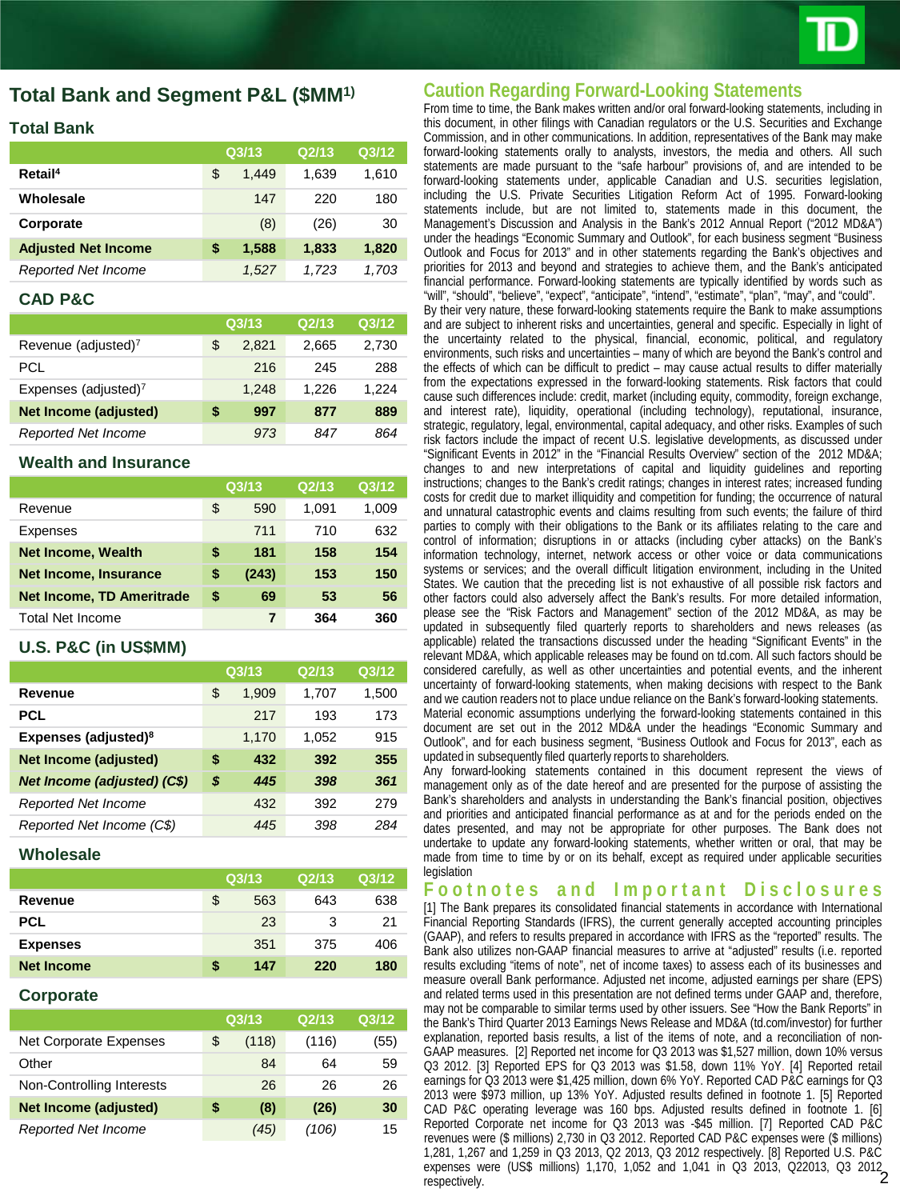# Total Bank and Segment P&L ($MM[1])

## Total Bank

| | | Q3/13 | Q2/13 | Q3/12 |
|---|---|---|---|---|
| **Retail**[4] | $ | 1,449 | 1,639 | 1,610 |
| **Wholesale** | | 147 | 220 | 180 |
| **Corporate** | | (8) | (26) | 30 |
| **Adjusted Net Income** | **$** | **1,588** | **1,833** | **1,820** |
| *Reported Net Income* | | *1,527* | *1,723* | *1,703* |

## CAD P&C

| | | Q3/13 | Q2/13 | Q3/12 |
|---|---|---|---|---|
| Revenue (adjusted)[7] | $ | 2,821 | 2,665 | 2,730 |
| PCL | | 216 | 245 | 288 |
| Expenses (adjusted)[7] | | 1,248 | 1,226 | 1,224 |
| **Net Income (adjusted)** | **$** | **997** | **877** | **889** |
| *Reported Net Income* | | *973* | *847* | *864* |

## Wealth and Insurance

| | | Q3/13 | Q2/13 | Q3/12 |
|---|---|---|---|---|
| Revenue | $ | 590 | 1,091 | 1,009 |
| Expenses | | 711 | 710 | 632 |
| **Net Income, Wealth** | **$** | **181** | **158** | **154** |
| **Net Income, Insurance** | **$** | **(243)** | **153** | **150** |
| **Net Income, TD Ameritrade** | **$** | **69** | **53** | **56** |
| Total Net Income | | **7** | **364** | **360** |

## U.S. P&C (in US$MM)

| | | Q3/13 | Q2/13 | Q3/12 |
|---|---|---|---|---|
| **Revenue** | $ | 1,909 | 1,707 | 1,500 |
| **PCL** | | 217 | 193 | 173 |
| **Expenses (adjusted)**[8] | | 1,170 | 1,052 | 915 |
| **Net Income (adjusted)** | **$** | **432** | **392** | **355** |
| ***Net Income (adjusted) (C$)*** | ***$*** | ***445*** | ***398*** | ***361*** |
| *Reported Net Income* | | 432 | 392 | 279 |
| *Reported Net Income (C$)* | | *445* | *398* | *284* |

## Wholesale

| | | Q3/13 | Q2/13 | Q3/12 |
|---|---|---|---|---|
| **Revenue** | $ | 563 | 643 | 638 |
| **PCL** | | 23 | 3 | 21 |
| **Expenses** | | 351 | 375 | 406 |
| **Net Income** | **$** | **147** | **220** | **180** |

## Corporate

| | | Q3/13 | Q2/13 | Q3/12 |
|---|---|---|---|---|
| Net Corporate Expenses | $ | (118) | (116) | (55) |
| Other | | 84 | 64 | 59 |
| Non-Controlling Interests | | 26 | 26 | 26 |
| **Net Income (adjusted)** | **$** | **(8)** | **(26)** | **30** |
| *Reported Net Income* | | *(45)* | *(106)* | 15 |

# Caution Regarding Forward-Looking Statements

From time to time, the Bank makes written and/or oral forward-looking statements, including in this document, in other filings with Canadian regulators or the U.S. Securities and Exchange Commission, and in other communications. In addition, representatives of the Bank may make forward-looking statements orally to analysts, investors, the media and others. All such statements are made pursuant to the "safe harbour" provisions of, and are intended to be forward-looking statements under, applicable Canadian and U.S. securities legislation, including the U.S. Private Securities Litigation Reform Act of 1995. Forward-looking statements include, but are not limited to, statements made in this document, the Management's Discussion and Analysis in the Bank's 2012 Annual Report ("2012 MD&A") under the headings "Economic Summary and Outlook", for each business segment "Business Outlook and Focus for 2013" and in other statements regarding the Bank's objectives and priorities for 2013 and beyond and strategies to achieve them, and the Bank's anticipated financial performance. Forward-looking statements are typically identified by words such as "will", "should", "believe", "expect", "anticipate", "intend", "estimate", "plan", "may", and "could". By their very nature, these forward-looking statements require the Bank to make assumptions and are subject to inherent risks and uncertainties, general and specific. Especially in light of the uncertainty related to the physical, financial, economic, political, and regulatory environments, such risks and uncertainties – many of which are beyond the Bank's control and the effects of which can be difficult to predict – may cause actual results to differ materially from the expectations expressed in the forward-looking statements. Risk factors that could cause such differences include: credit, market (including equity, commodity, foreign exchange, and interest rate), liquidity, operational (including technology), reputational, insurance, strategic, regulatory, legal, environmental, capital adequacy, and other risks. Examples of such risk factors include the impact of recent U.S. legislative developments, as discussed under "Significant Events in 2012" in the "Financial Results Overview" section of the 2012 MD&A; changes to and new interpretations of capital and liquidity guidelines and reporting instructions; changes to the Bank's credit ratings; changes in interest rates; increased funding costs for credit due to market illiquidity and competition for funding; the occurrence of natural and unnatural catastrophic events and claims resulting from such events; the failure of third parties to comply with their obligations to the Bank or its affiliates relating to the care and control of information; disruptions in or attacks (including cyber attacks) on the Bank's information technology, internet, network access or other voice or data communications systems or services; and the overall difficult litigation environment, including in the United States. We caution that the preceding list is not exhaustive of all possible risk factors and other factors could also adversely affect the Bank's results. For more detailed information, please see the "Risk Factors and Management" section of the 2012 MD&A, as may be updated in subsequently filed quarterly reports to shareholders and news releases (as applicable) related the transactions discussed under the heading "Significant Events" in the relevant MD&A, which applicable releases may be found on td.com. All such factors should be considered carefully, as well as other uncertainties and potential events, and the inherent uncertainty of forward-looking statements, when making decisions with respect to the Bank and we caution readers not to place undue reliance on the Bank's forward-looking statements. Material economic assumptions underlying the forward-looking statements contained in this document are set out in the 2012 MD&A under the headings "Economic Summary and Outlook", and for each business segment, "Business Outlook and Focus for 2013", each as updated in subsequently filed quarterly reports to shareholders.

Any forward-looking statements contained in this document represent the views of management only as of the date hereof and are presented for the purpose of assisting the Bank's shareholders and analysts in understanding the Bank's financial position, objectives and priorities and anticipated financial performance as at and for the periods ended on the dates presented, and may not be appropriate for other purposes. The Bank does not undertake to update any forward-looking statements, whether written or oral, that may be made from time to time by or on its behalf, except as required under applicable securities legislation

# Footnotes and Important Disclosures

[1] The Bank prepares its consolidated financial statements in accordance with International Financial Reporting Standards (IFRS), the current generally accepted accounting principles (GAAP), and refers to results prepared in accordance with IFRS as the "reported" results. The Bank also utilizes non-GAAP financial measures to arrive at "adjusted" results (i.e. reported results excluding "items of note", net of income taxes) to assess each of its businesses and measure overall Bank performance. Adjusted net income, adjusted earnings per share (EPS) and related terms used in this presentation are not defined terms under GAAP and, therefore, may not be comparable to similar terms used by other issuers. See "How the Bank Reports" in the Bank's Third Quarter 2013 Earnings News Release and MD&A (td.com/investor) for further explanation, reported basis results, a list of the items of note, and a reconciliation of non-GAAP measures. [2] Reported net income for Q3 2013 was $1,527 million, down 10% versus Q3 2012. [3] Reported EPS for Q3 2013 was $1.58, down 11% YoY. [4] Reported retail earnings for Q3 2013 were $1,425 million, down 6% YoY. Reported CAD P&C earnings for Q3 2013 were $973 million, up 13% YoY. Adjusted results defined in footnote 1. [5] Reported CAD P&C operating leverage was 160 bps. Adjusted results defined in footnote 1. [6] Reported Corporate net income for Q3 2013 was -$45 million. [7] Reported CAD P&C revenues were ($ millions) 2,730 in Q3 2012. Reported CAD P&C expenses were ($ millions) 1,281, 1,267 and 1,259 in Q3 2013, Q2 2013, Q3 2012 respectively. [8] Reported U.S. P&C expenses were (US$ millions) 1,170, 1,052 and 1,041 in Q3 2013, Q22013, Q3 2012 respectively.